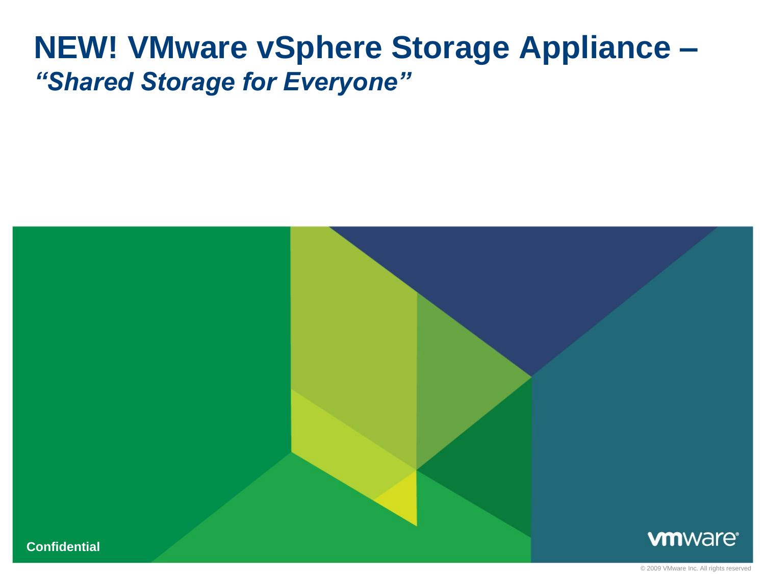# NEW! VMware vSphere Storage Appliance –

## *“Shared Storage for Everyone”*

**Confidential**

© 2009 VMware Inc. All rights reserved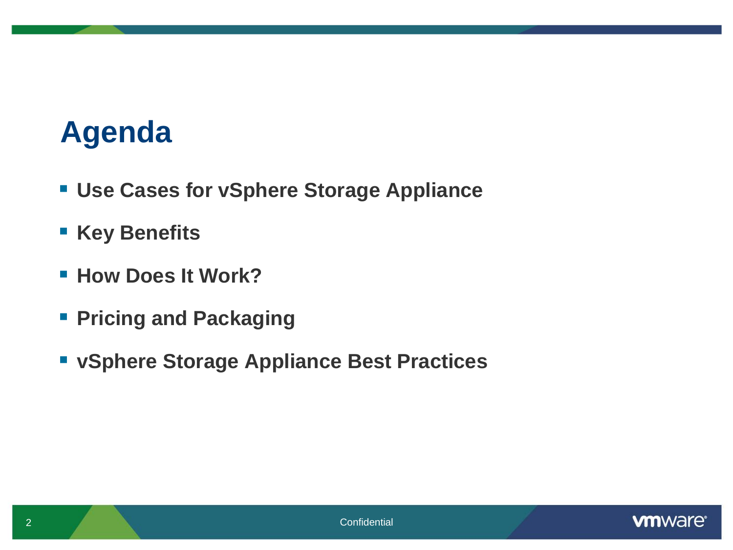# Agenda

- **Use Cases for vSphere Storage Appliance**
- **Key Benefits**
- **How Does It Work?**
- **Pricing and Packaging**
- **vSphere Storage Appliance Best Practices**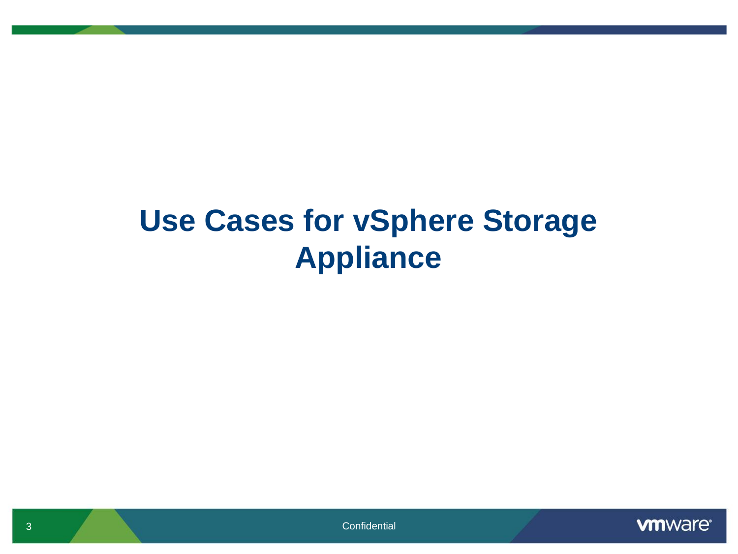# Use Cases for vSphere Storage Appliance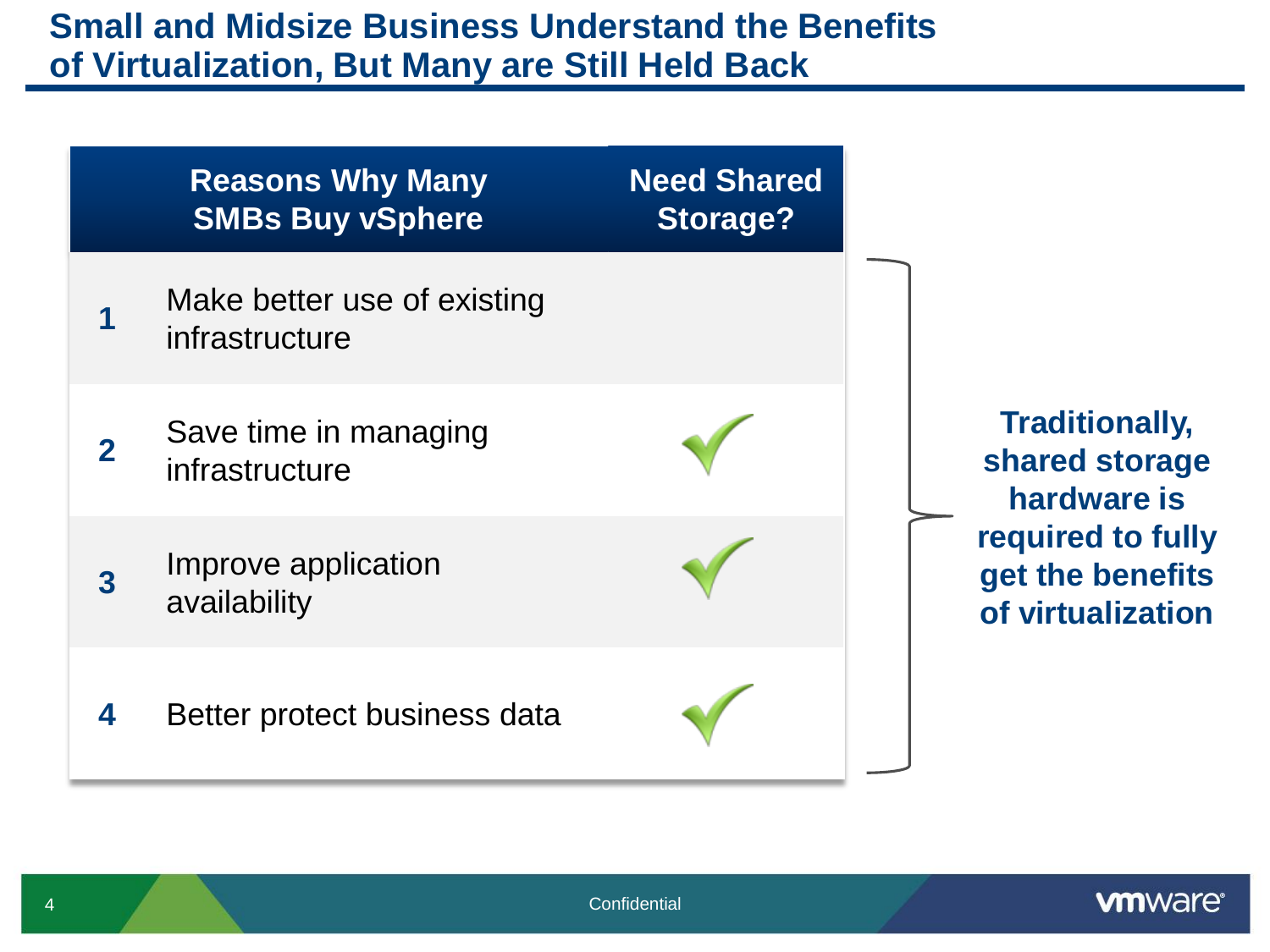# Small and Midsize Business Understand the Benefits of Virtualization, But Many are Still Held Back

| | Reasons Why Many SMBs Buy vSphere | Need Shared Storage? |
|---|---|---|
| 1 | Make better use of existing infrastructure | |
| 2 | Save time in managing infrastructure | ✓ |
| 3 | Improve application availability | ✓ |
| 4 | Better protect business data | ✓ |

**Traditionally, shared storage hardware is required to fully get the benefits of virtualization**

Confidential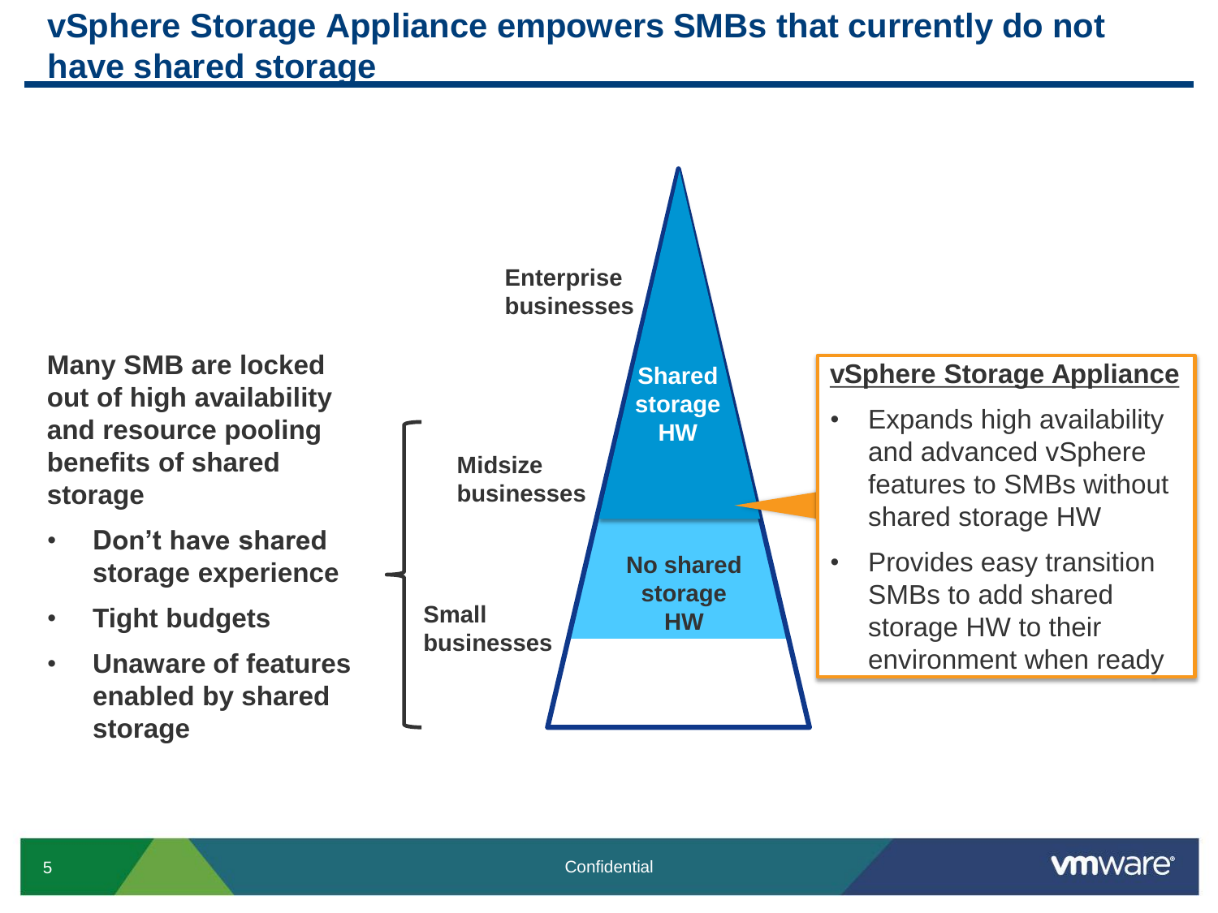# vSphere Storage Appliance empowers SMBs that currently do not have shared storage

**Many SMB are locked out of high availability and resource pooling benefits of shared storage**

- **Don't have shared storage experience**
- **Tight budgets**
- **Unaware of features enabled by shared storage**

**Enterprise businesses**

**Midsize businesses**

**Small businesses**

**Shared storage HW**

**No shared storage HW**

**vSphere Storage Appliance**

- Expands high availability and advanced vSphere features to SMBs without shared storage HW
- Provides easy transition SMBs to add shared storage HW to their environment when ready

Confidential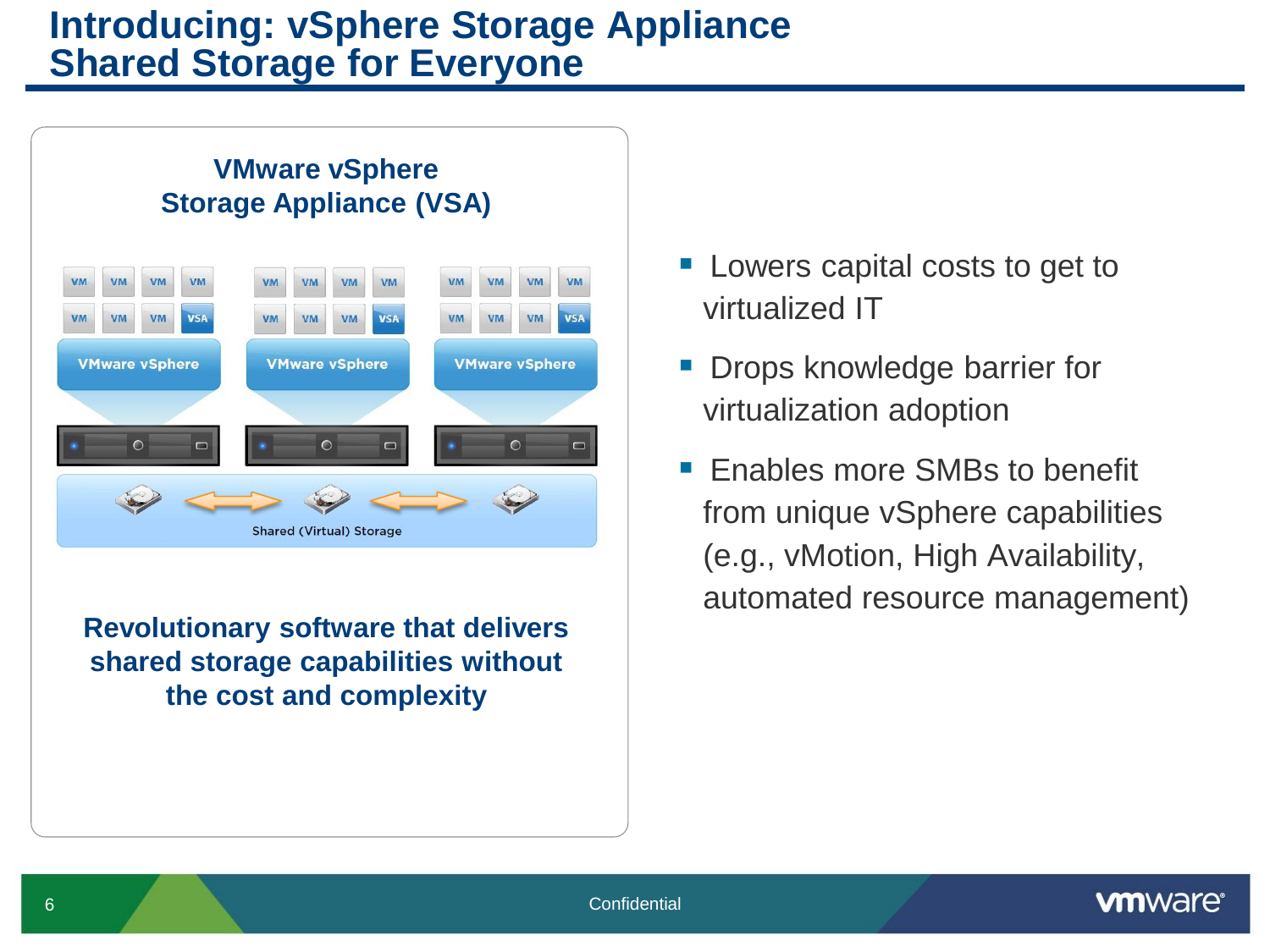# Introducing: vSphere Storage Appliance Shared Storage for Everyone

## VMware vSphere Storage Appliance (VSA)

VM VM VM VM | VM VM VM VSA — VMware vSphere

VM VM VM VM | VM VM VM VSA — VMware vSphere

VM VM VM VM | VM VM VM VSA — VMware vSphere

Shared (Virtual) Storage

**Revolutionary software that delivers shared storage capabilities without the cost and complexity**

- Lowers capital costs to get to virtualized IT
- Drops knowledge barrier for virtualization adoption
- Enables more SMBs to benefit from unique vSphere capabilities (e.g., vMotion, High Availability, automated resource management)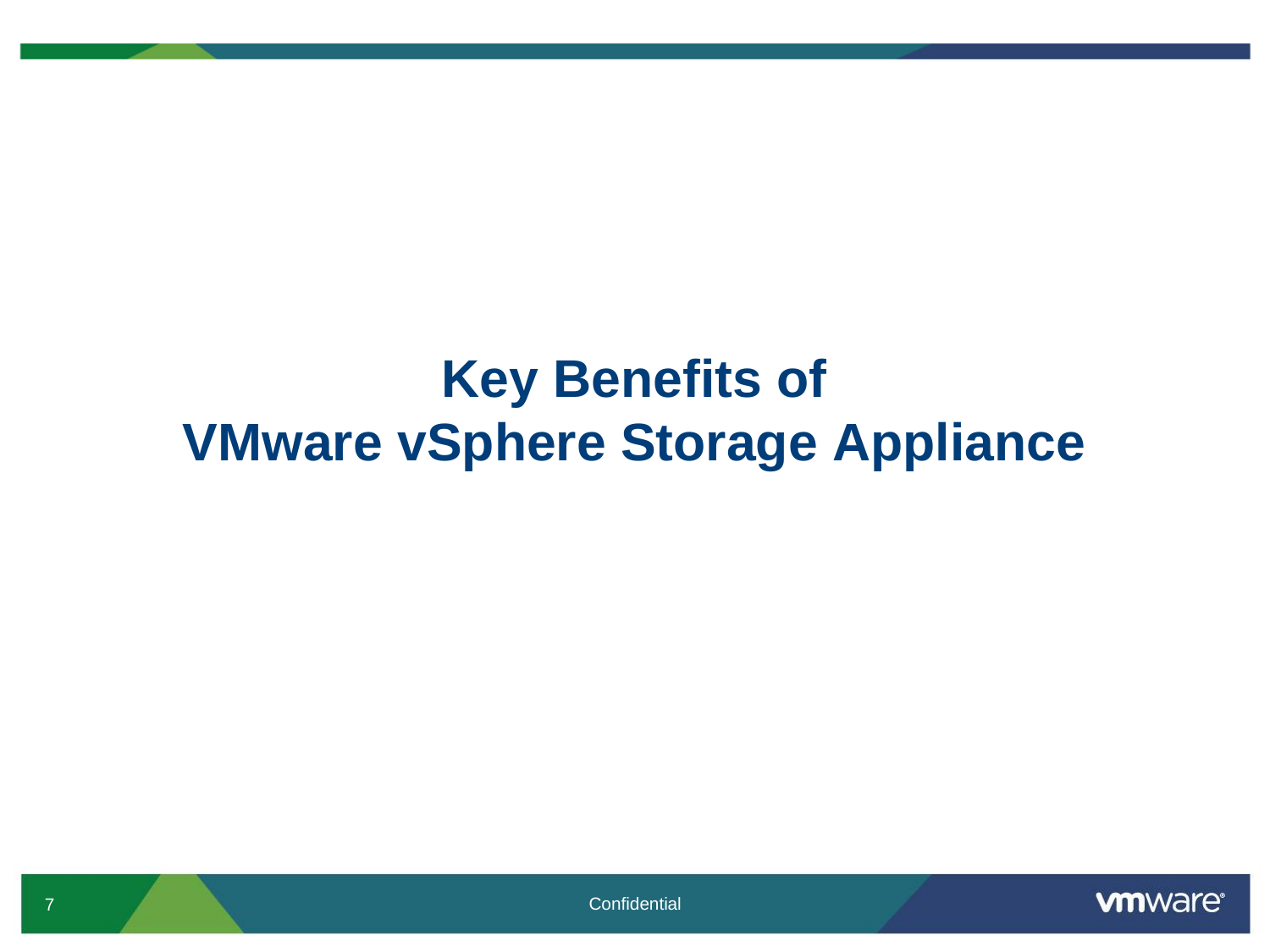# Key Benefits of VMware vSphere Storage Appliance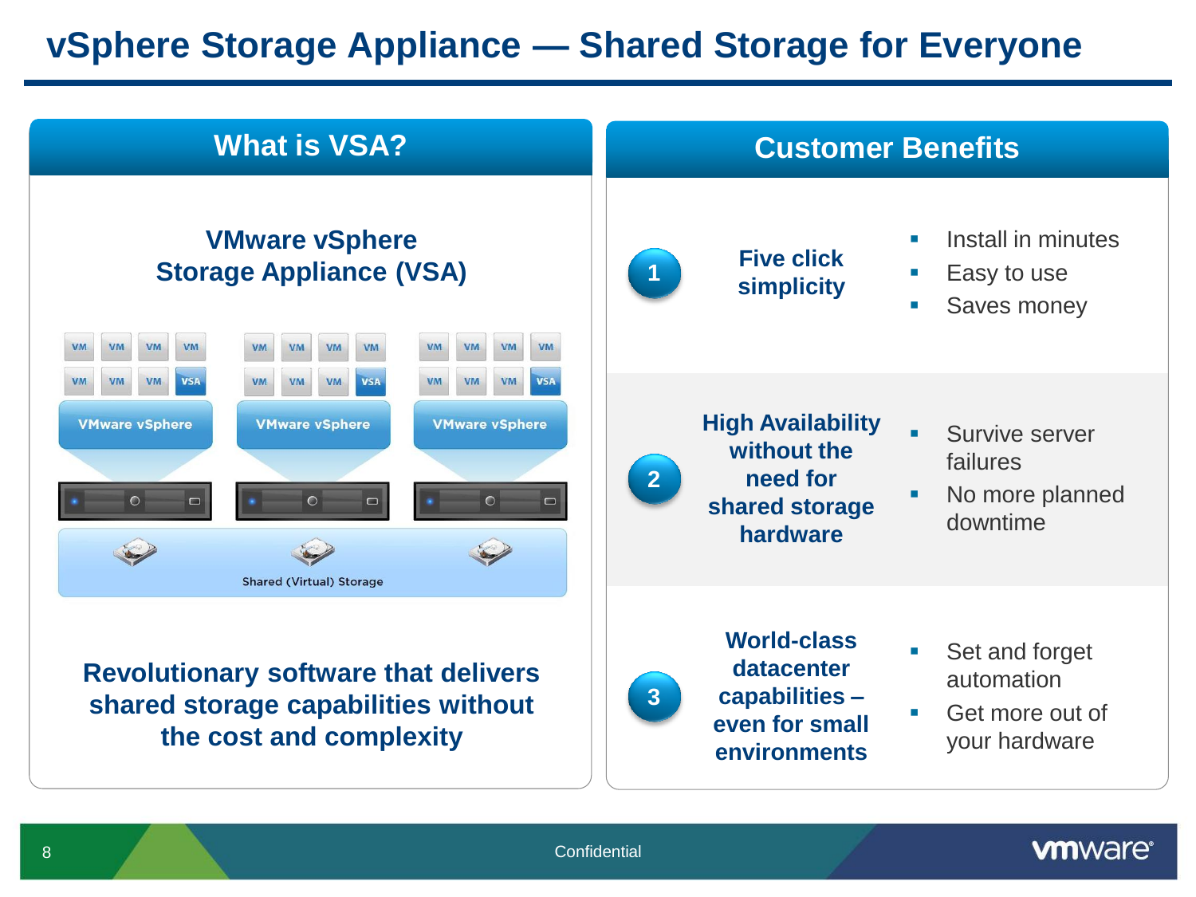# vSphere Storage Appliance — Shared Storage for Everyone

## What is VSA?

**VMware vSphere Storage Appliance (VSA)**

VM VM VM VM
VM VM VM VSA
VMware vSphere

Shared (Virtual) Storage

**Revolutionary software that delivers shared storage capabilities without the cost and complexity**

## Customer Benefits

**1 — Five click simplicity**

- Install in minutes
- Easy to use
- Saves money

**2 — High Availability without the need for shared storage hardware**

- Survive server failures
- No more planned downtime

**3 — World-class datacenter capabilities – even for small environments**

- Set and forget automation
- Get more out of your hardware

Confidential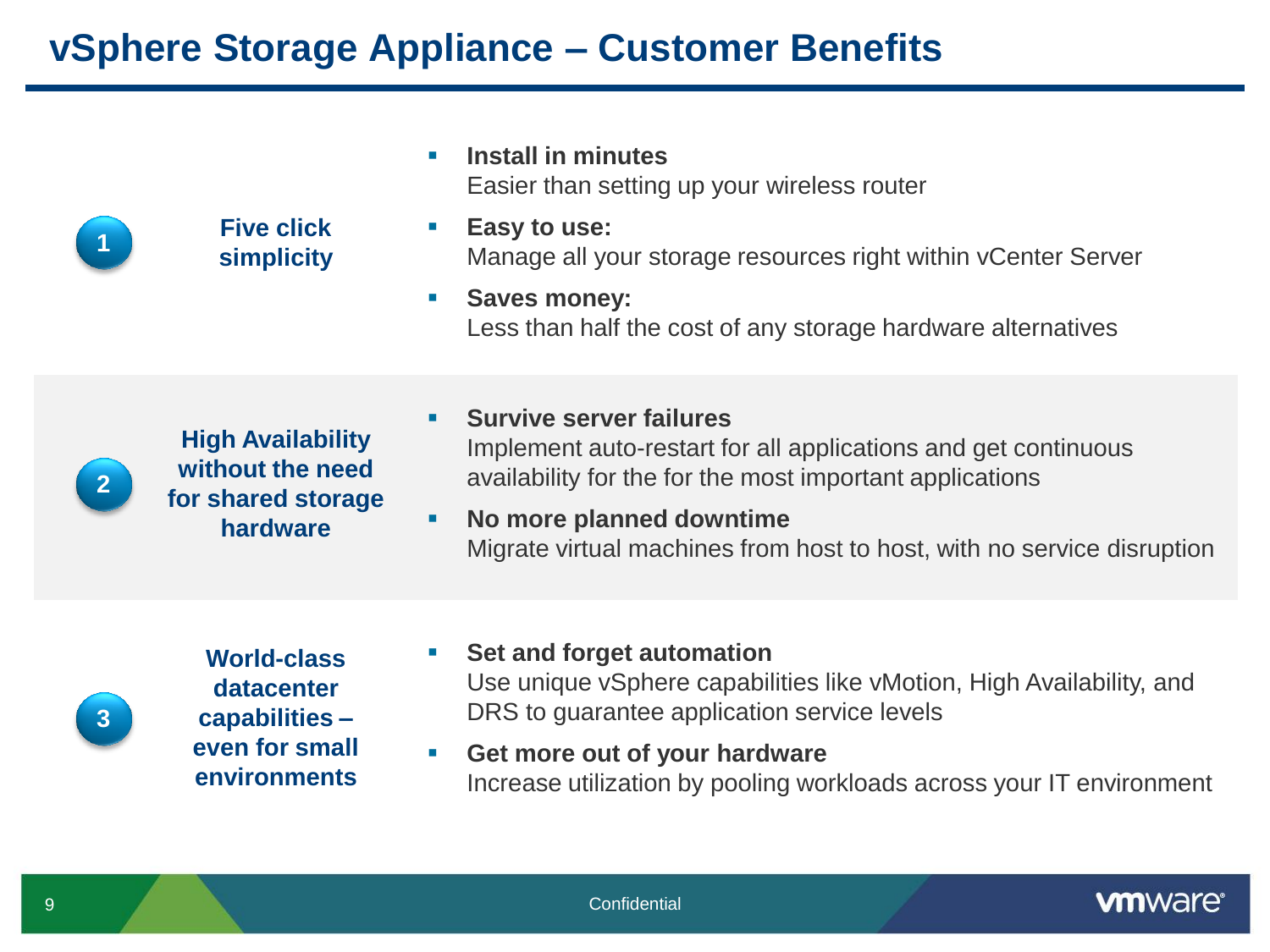# vSphere Storage Appliance – Customer Benefits

## 1. Five click simplicity

- **Install in minutes**
  Easier than setting up your wireless router
- **Easy to use:**
  Manage all your storage resources right within vCenter Server
- **Saves money:**
  Less than half the cost of any storage hardware alternatives

## 2. High Availability without the need for shared storage hardware

- **Survive server failures**
  Implement auto-restart for all applications and get continuous availability for the for the most important applications
- **No more planned downtime**
  Migrate virtual machines from host to host, with no service disruption

## 3. World-class datacenter capabilities – even for small environments

- **Set and forget automation**
  Use unique vSphere capabilities like vMotion, High Availability, and DRS to guarantee application service levels
- **Get more out of your hardware**
  Increase utilization by pooling workloads across your IT environment

Confidential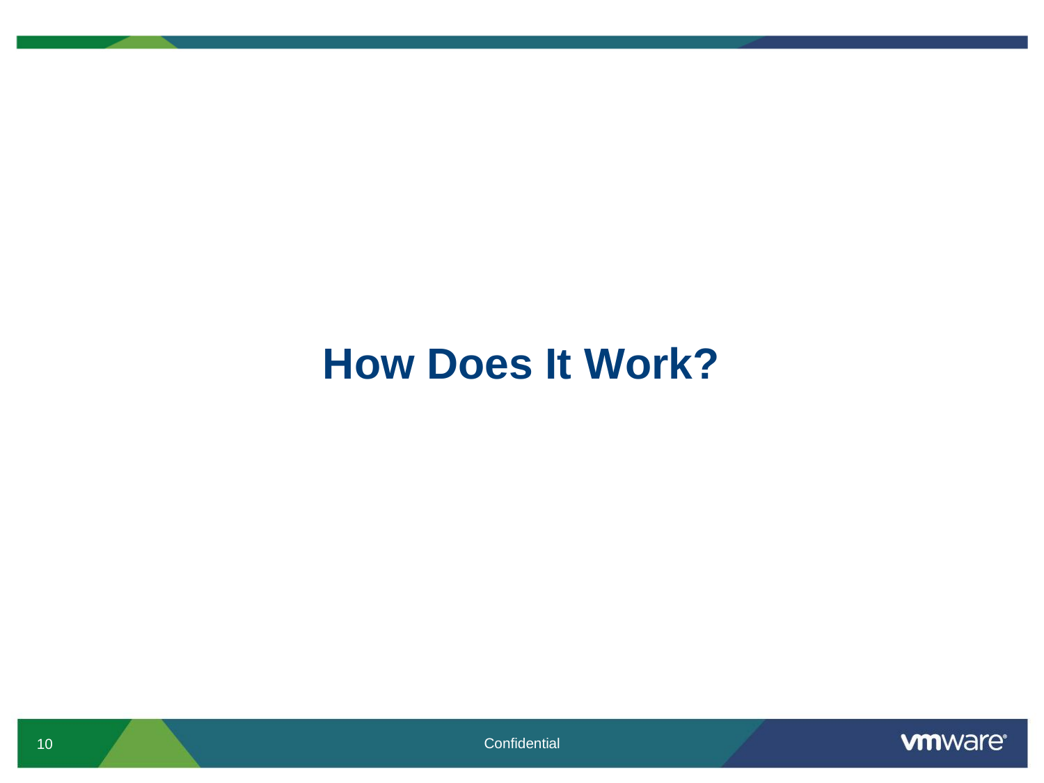# How Does It Work?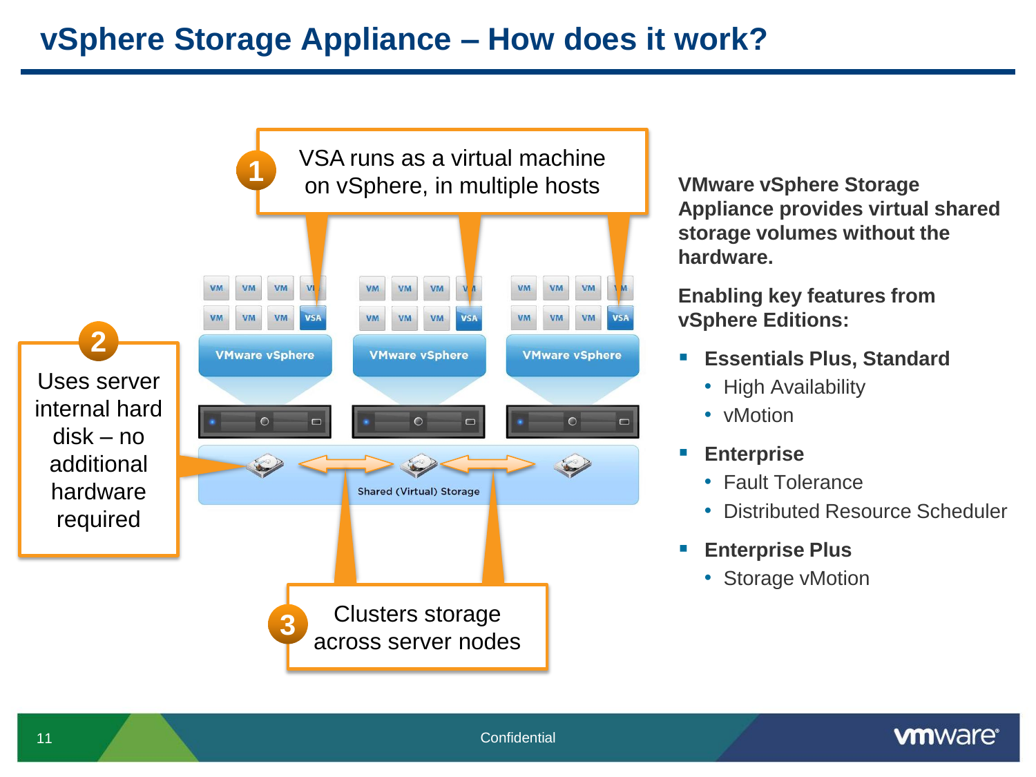# vSphere Storage Appliance – How does it work?

1. VSA runs as a virtual machine on vSphere, in multiple hosts

2. Uses server internal hard disk – no additional hardware required

3. Clusters storage across server nodes

VM VM VM VM VM VM VM VSA — VMware vSphere

VM VM VM VM VM VM VM VSA — VMware vSphere

VM VM VM VM VM VM VM VSA — VMware vSphere

Shared (Virtual) Storage

**VMware vSphere Storage Appliance provides virtual shared storage volumes without the hardware.**

**Enabling key features from vSphere Editions:**

- **Essentials Plus, Standard**
  - High Availability
  - vMotion
- **Enterprise**
  - Fault Tolerance
  - Distributed Resource Scheduler
- **Enterprise Plus**
  - Storage vMotion

Confidential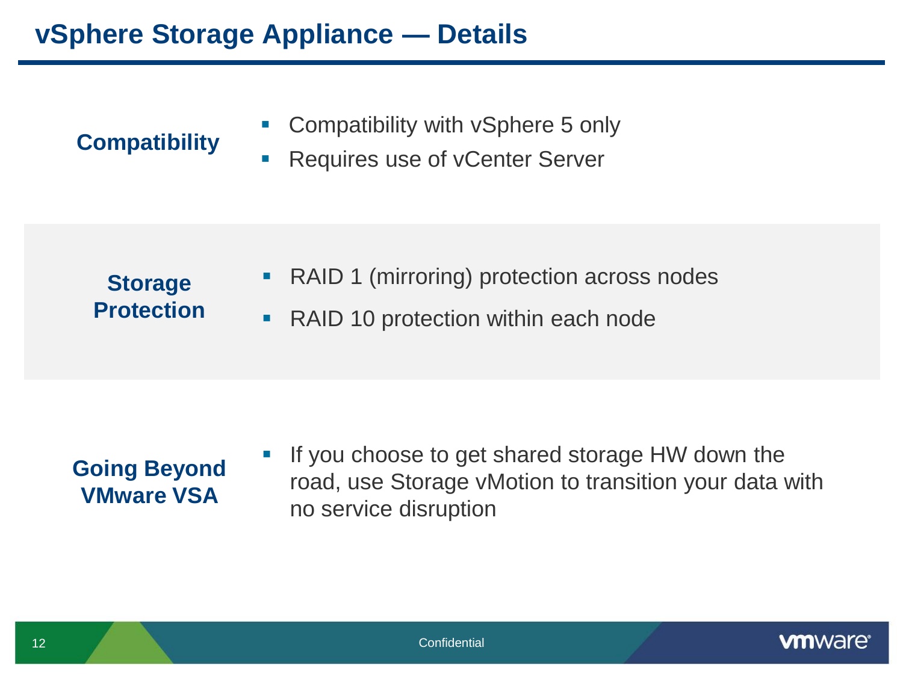# vSphere Storage Appliance — Details

**Compatibility**

- Compatibility with vSphere 5 only
- Requires use of vCenter Server

**Storage Protection**

- RAID 1 (mirroring) protection across nodes
- RAID 10 protection within each node

**Going Beyond VMware VSA**

- If you choose to get shared storage HW down the road, use Storage vMotion to transition your data with no service disruption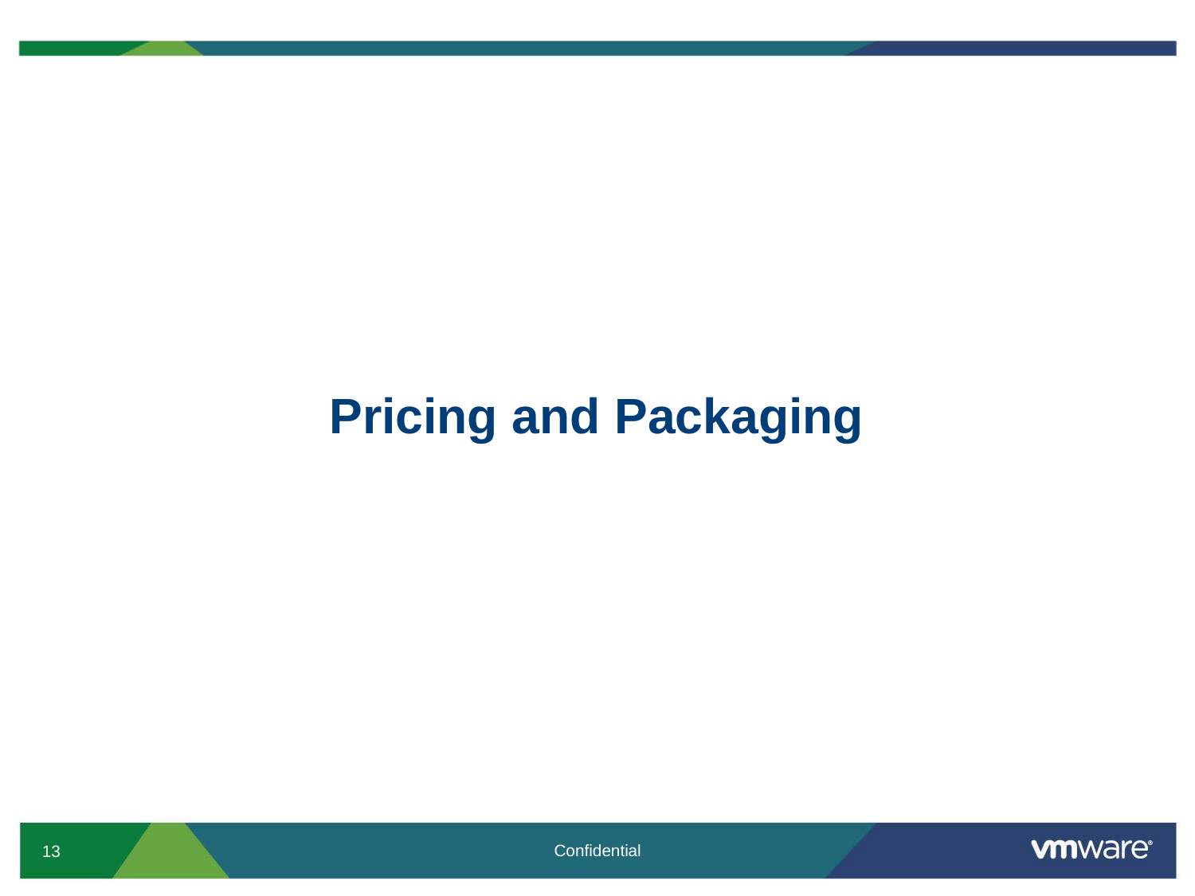# Pricing and Packaging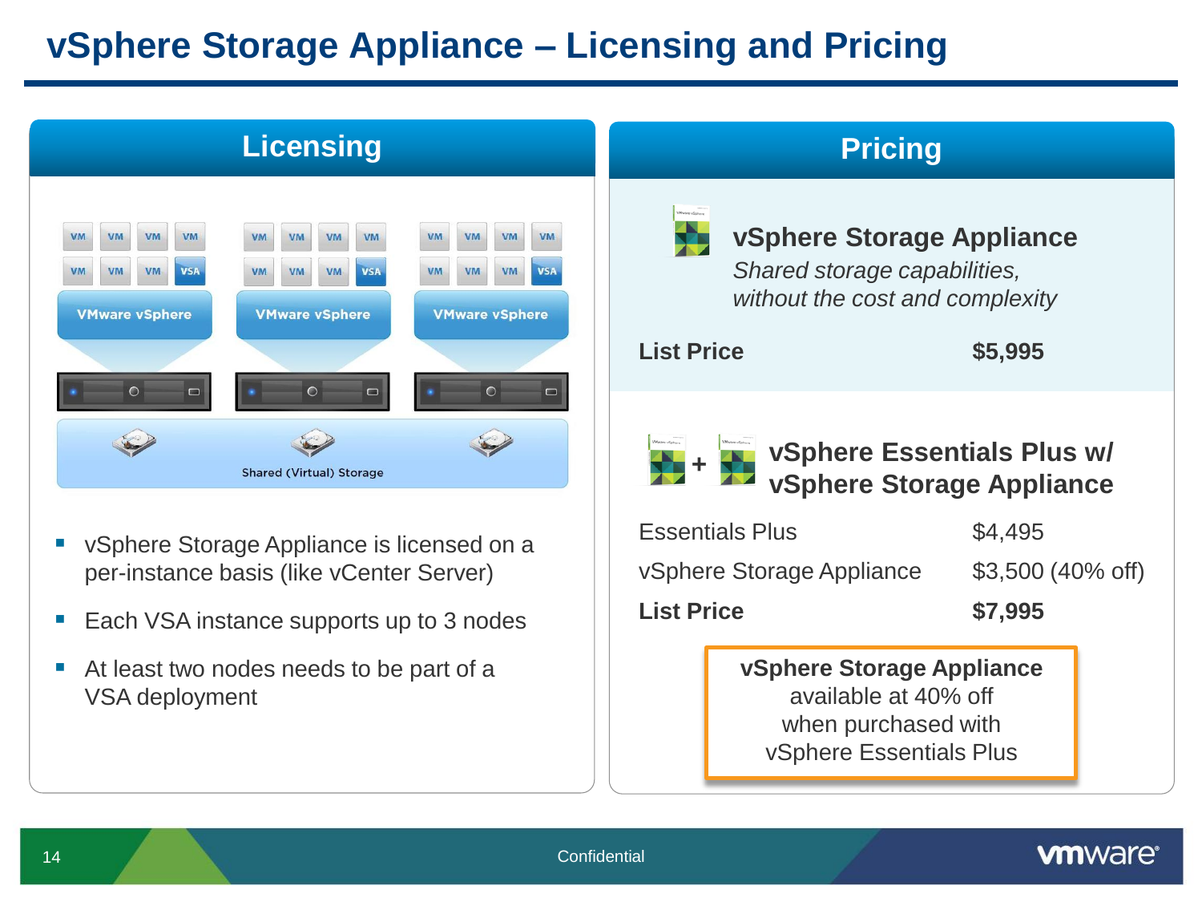# vSphere Storage Appliance – Licensing and Pricing

## Licensing

VM VM VM VM
VM VM VM VSA
VMware vSphere

Shared (Virtual) Storage

- vSphere Storage Appliance is licensed on a per-instance basis (like vCenter Server)
- Each VSA instance supports up to 3 nodes
- At least two nodes needs to be part of a VSA deployment

## Pricing

### vSphere Storage Appliance

*Shared storage capabilities, without the cost and complexity*

| | |
|---|---|
| **List Price** | **$5,995** |

### vSphere Essentials Plus w/ vSphere Storage Appliance

| | |
|---|---|
| Essentials Plus | $4,495 |
| vSphere Storage Appliance | $3,500 (40% off) |
| **List Price** | **$7,995** |

**vSphere Storage Appliance** available at 40% off when purchased with vSphere Essentials Plus

Confidential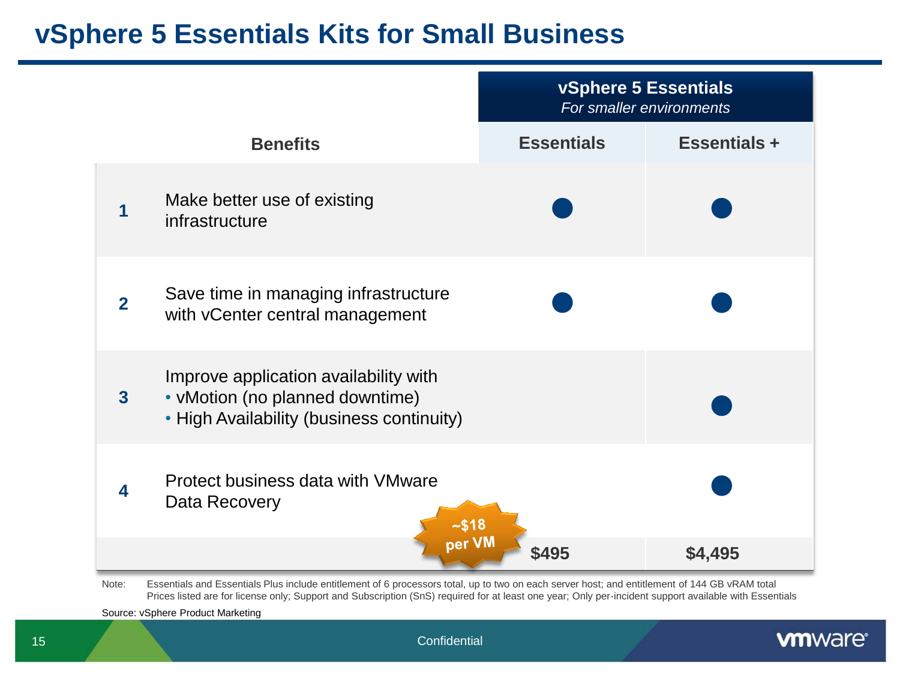# vSphere 5 Essentials Kits for Small Business

| | Benefits | vSphere 5 Essentials *For smaller environments* | |
|---|---|---|---|
| | | Essentials | Essentials + |
| 1 | Make better use of existing infrastructure | ● | ● |
| 2 | Save time in managing infrastructure with vCenter central management | ● | ● |
| 3 | Improve application availability with<br>• vMotion (no planned downtime)<br>• High Availability (business continuity) | | ● |
| 4 | Protect business data with VMware Data Recovery | | ● |
| | ~$18 per VM | $495 | $4,495 |

Note: Essentials and Essentials Plus include entitlement of 6 processors total, up to two on each server host; and entitlement of 144 GB vRAM total
Prices listed are for license only; Support and Subscription (SnS) required for at least one year; Only per-incident support available with Essentials

Source: vSphere Product Marketing

Confidential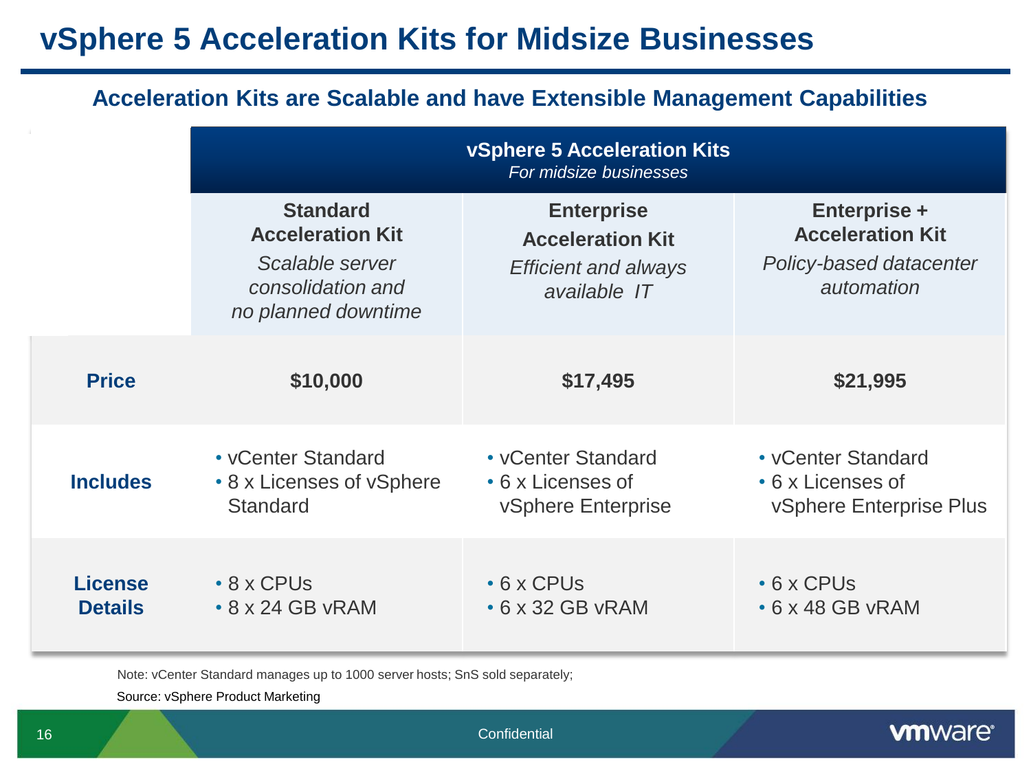# vSphere 5 Acceleration Kits for Midsize Businesses

## Acceleration Kits are Scalable and have Extensible Management Capabilities

| | **vSphere 5 Acceleration Kits** *For midsize businesses* | | |
|---|---|---|---|
| | **Standard Acceleration Kit** *Scalable server consolidation and no planned downtime* | **Enterprise Acceleration Kit** *Efficient and always available IT* | **Enterprise + Acceleration Kit** *Policy-based datacenter automation* |
| **Price** | **$10,000** | **$17,495** | **$21,995** |
| **Includes** | • vCenter Standard<br>• 8 x Licenses of vSphere Standard | • vCenter Standard<br>• 6 x Licenses of vSphere Enterprise | • vCenter Standard<br>• 6 x Licenses of vSphere Enterprise Plus |
| **License Details** | • 8 x CPUs<br>• 8 x 24 GB vRAM | • 6 x CPUs<br>• 6 x 32 GB vRAM | • 6 x CPUs<br>• 6 x 48 GB vRAM |

Note: vCenter Standard manages up to 1000 server hosts; SnS sold separately;

Source: vSphere Product Marketing

Confidential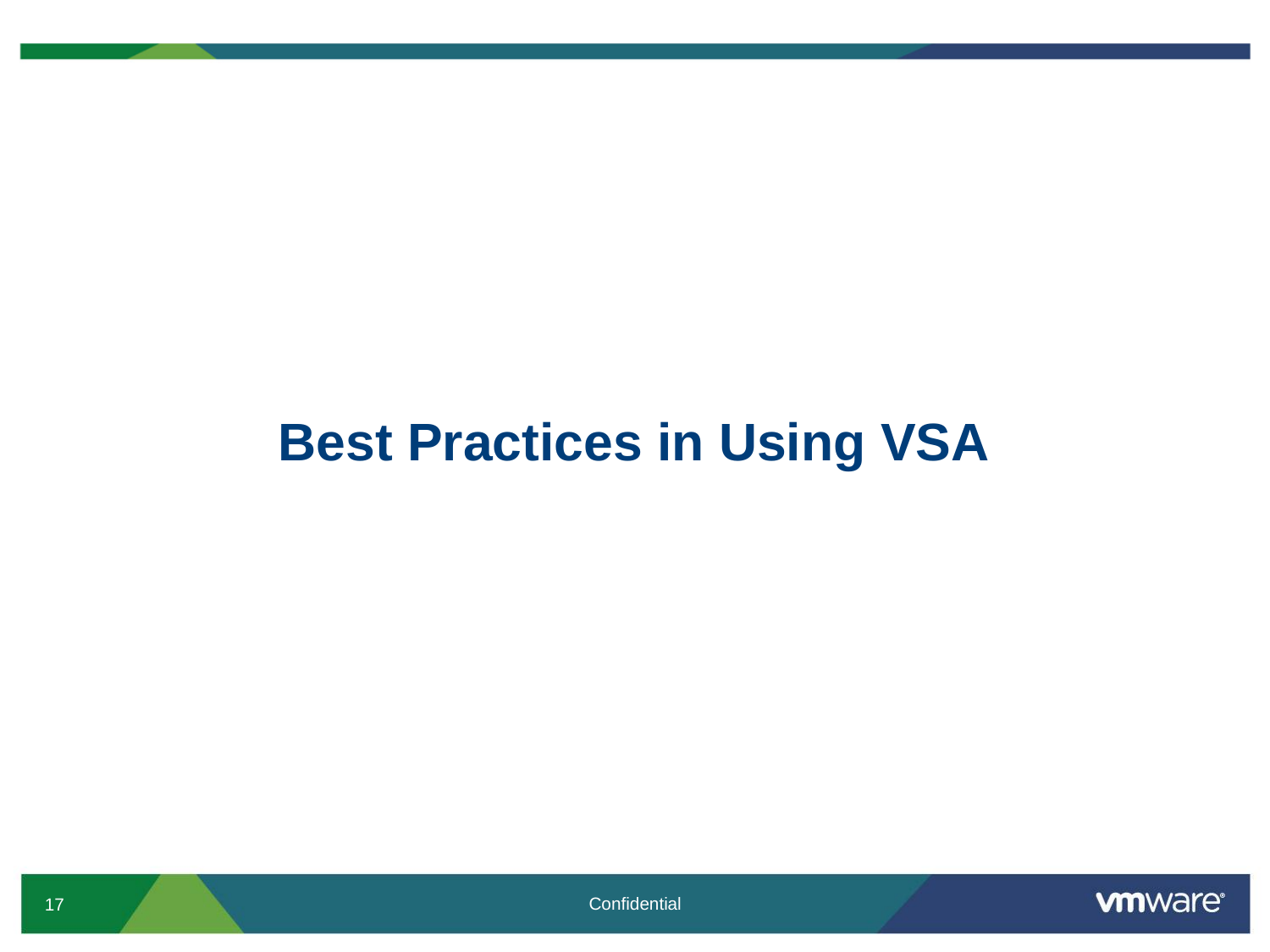# Best Practices in Using VSA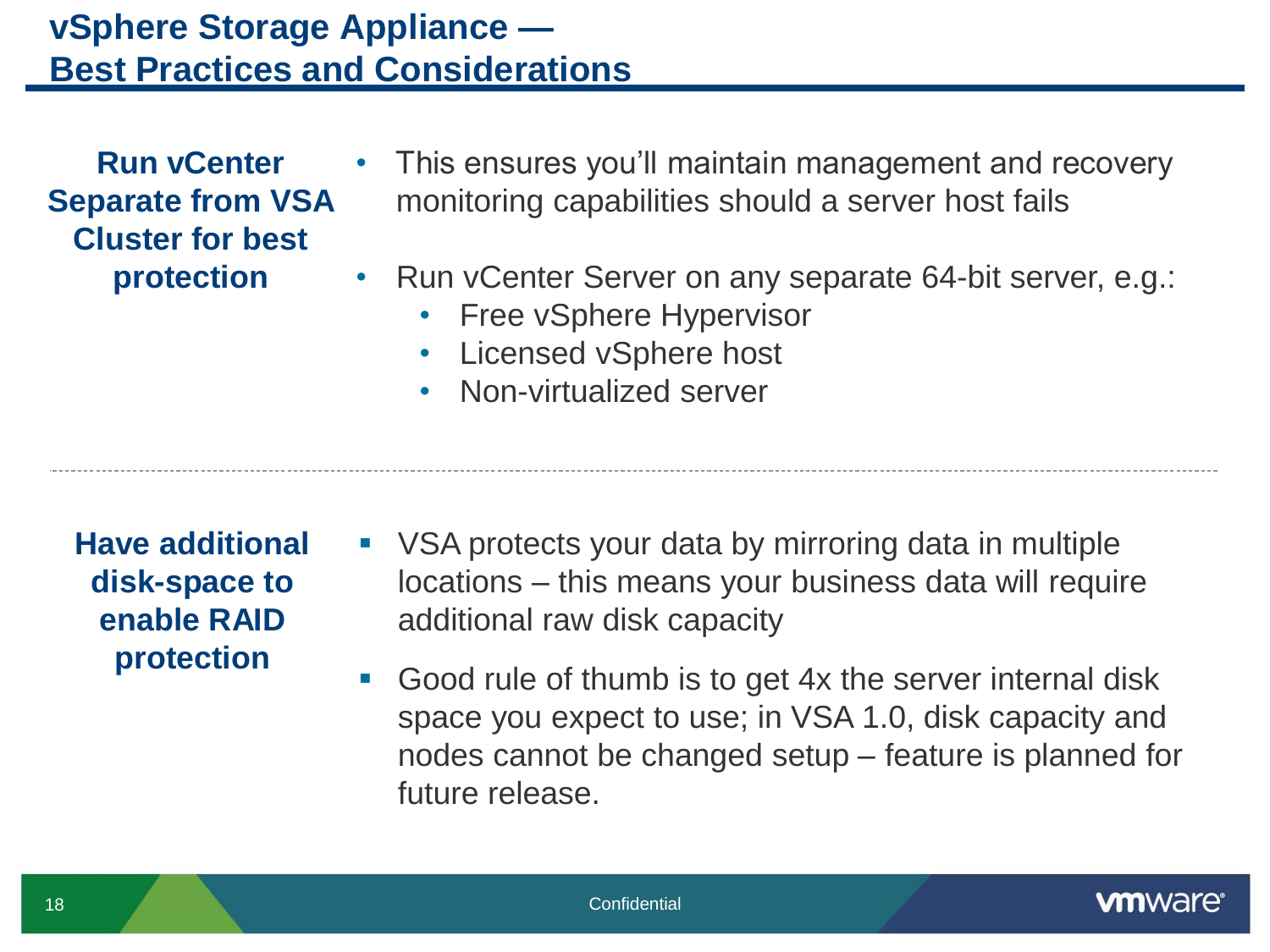# vSphere Storage Appliance — Best Practices and Considerations

**Run vCenter Separate from VSA Cluster for best protection**

- This ensures you'll maintain management and recovery monitoring capabilities should a server host fails
- Run vCenter Server on any separate 64-bit server, e.g.:
  - Free vSphere Hypervisor
  - Licensed vSphere host
  - Non-virtualized server

---

**Have additional disk-space to enable RAID protection**

- VSA protects your data by mirroring data in multiple locations – this means your business data will require additional raw disk capacity
- Good rule of thumb is to get 4x the server internal disk space you expect to use; in VSA 1.0, disk capacity and nodes cannot be changed setup – feature is planned for future release.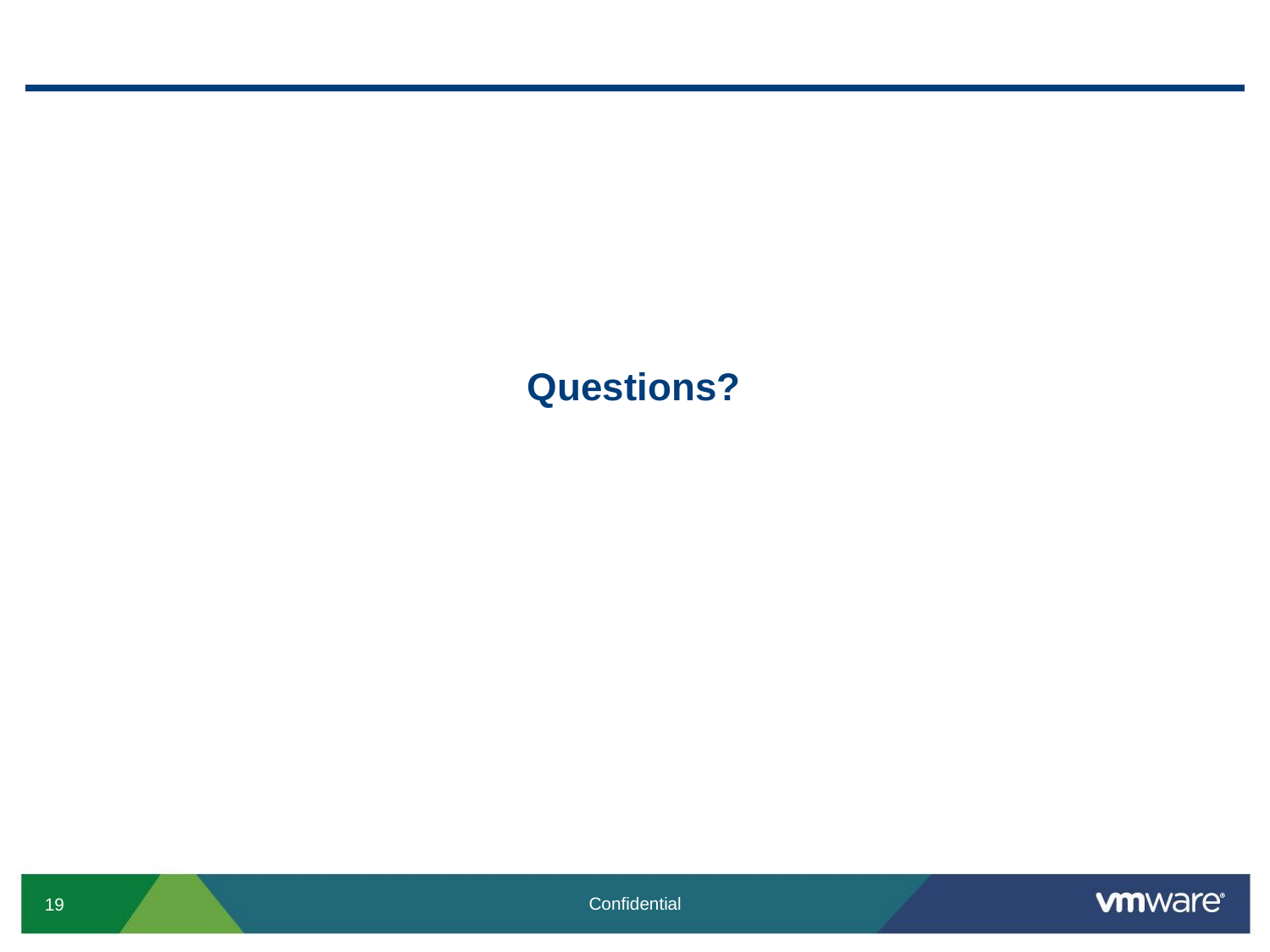# Questions?